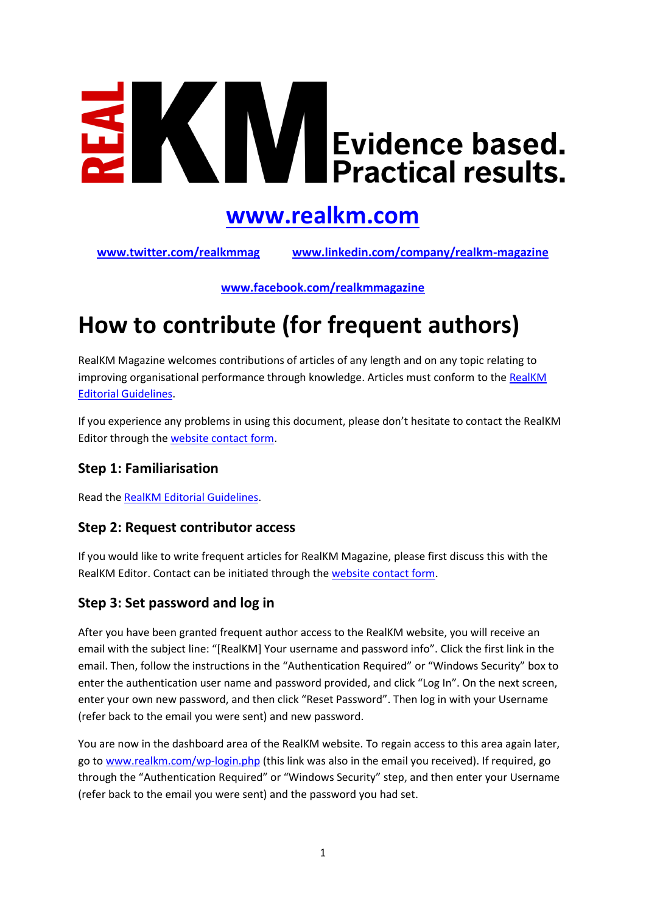REAL KM Evidence based. Practical results.

**www.realkm.com**

**www.twitter.com/realkmmag** **www.linkedin.com/company/realkm-magazine**

**www.facebook.com/realkmmagazine**

# How to contribute (for frequent authors)

RealKM Magazine welcomes contributions of articles of any length and on any topic relating to improving organisational performance through knowledge. Articles must conform to the RealKM Editorial Guidelines.

If you experience any problems in using this document, please don't hesitate to contact the RealKM Editor through the website contact form.

## Step 1: Familiarisation

Read the RealKM Editorial Guidelines.

## Step 2: Request contributor access

If you would like to write frequent articles for RealKM Magazine, please first discuss this with the RealKM Editor. Contact can be initiated through the website contact form.

## Step 3: Set password and log in

After you have been granted frequent author access to the RealKM website, you will receive an email with the subject line: "[RealKM] Your username and password info". Click the first link in the email. Then, follow the instructions in the "Authentication Required" or "Windows Security" box to enter the authentication user name and password provided, and click "Log In". On the next screen, enter your own new password, and then click "Reset Password". Then log in with your Username (refer back to the email you were sent) and new password.

You are now in the dashboard area of the RealKM website. To regain access to this area again later, go to www.realkm.com/wp-login.php (this link was also in the email you received). If required, go through the "Authentication Required" or "Windows Security" step, and then enter your Username (refer back to the email you were sent) and the password you had set.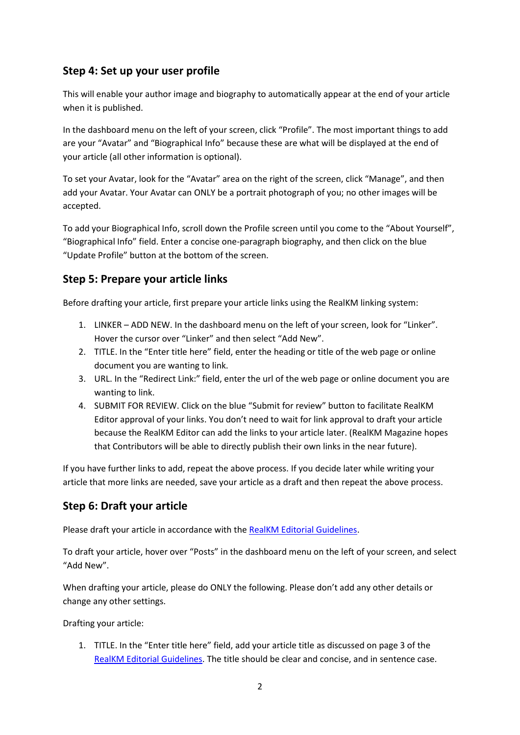## Step 4: Set up your user profile

This will enable your author image and biography to automatically appear at the end of your article when it is published.

In the dashboard menu on the left of your screen, click "Profile". The most important things to add are your "Avatar" and "Biographical Info" because these are what will be displayed at the end of your article (all other information is optional).

To set your Avatar, look for the "Avatar" area on the right of the screen, click "Manage", and then add your Avatar. Your Avatar can ONLY be a portrait photograph of you; no other images will be accepted.

To add your Biographical Info, scroll down the Profile screen until you come to the "About Yourself", "Biographical Info" field. Enter a concise one-paragraph biography, and then click on the blue "Update Profile" button at the bottom of the screen.

## Step 5: Prepare your article links

Before drafting your article, first prepare your article links using the RealKM linking system:

1. LINKER – ADD NEW. In the dashboard menu on the left of your screen, look for "Linker". Hover the cursor over "Linker" and then select "Add New".
2. TITLE. In the "Enter title here" field, enter the heading or title of the web page or online document you are wanting to link.
3. URL. In the "Redirect Link:" field, enter the url of the web page or online document you are wanting to link.
4. SUBMIT FOR REVIEW. Click on the blue "Submit for review" button to facilitate RealKM Editor approval of your links. You don't need to wait for link approval to draft your article because the RealKM Editor can add the links to your article later. (RealKM Magazine hopes that Contributors will be able to directly publish their own links in the near future).

If you have further links to add, repeat the above process. If you decide later while writing your article that more links are needed, save your article as a draft and then repeat the above process.

## Step 6: Draft your article

Please draft your article in accordance with the RealKM Editorial Guidelines.

To draft your article, hover over "Posts" in the dashboard menu on the left of your screen, and select "Add New".

When drafting your article, please do ONLY the following. Please don't add any other details or change any other settings.

Drafting your article:

1. TITLE. In the "Enter title here" field, add your article title as discussed on page 3 of the RealKM Editorial Guidelines. The title should be clear and concise, and in sentence case.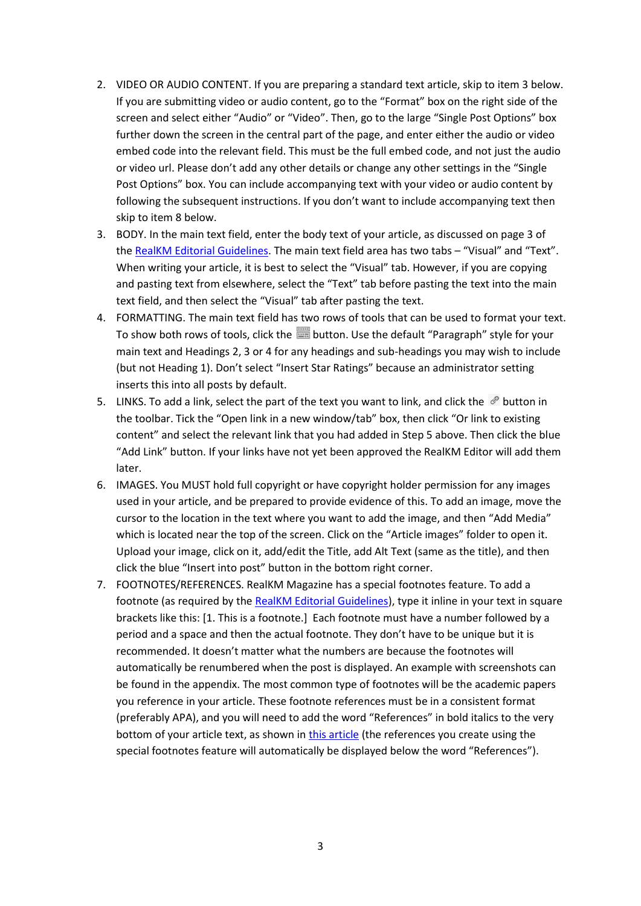2. VIDEO OR AUDIO CONTENT. If you are preparing a standard text article, skip to item 3 below. If you are submitting video or audio content, go to the "Format" box on the right side of the screen and select either "Audio" or "Video". Then, go to the large "Single Post Options" box further down the screen in the central part of the page, and enter either the audio or video embed code into the relevant field. This must be the full embed code, and not just the audio or video url. Please don't add any other details or change any other settings in the "Single Post Options" box. You can include accompanying text with your video or audio content by following the subsequent instructions. If you don't want to include accompanying text then skip to item 8 below.
3. BODY. In the main text field, enter the body text of your article, as discussed on page 3 of the RealKM Editorial Guidelines. The main text field area has two tabs – "Visual" and "Text". When writing your article, it is best to select the "Visual" tab. However, if you are copying and pasting text from elsewhere, select the "Text" tab before pasting the text into the main text field, and then select the "Visual" tab after pasting the text.
4. FORMATTING. The main text field has two rows of tools that can be used to format your text. To show both rows of tools, click the button. Use the default "Paragraph" style for your main text and Headings 2, 3 or 4 for any headings and sub-headings you may wish to include (but not Heading 1). Don't select "Insert Star Ratings" because an administrator setting inserts this into all posts by default.
5. LINKS. To add a link, select the part of the text you want to link, and click the button in the toolbar. Tick the "Open link in a new window/tab" box, then click "Or link to existing content" and select the relevant link that you had added in Step 5 above. Then click the blue "Add Link" button. If your links have not yet been approved the RealKM Editor will add them later.
6. IMAGES. You MUST hold full copyright or have copyright holder permission for any images used in your article, and be prepared to provide evidence of this. To add an image, move the cursor to the location in the text where you want to add the image, and then "Add Media" which is located near the top of the screen. Click on the "Article images" folder to open it. Upload your image, click on it, add/edit the Title, add Alt Text (same as the title), and then click the blue "Insert into post" button in the bottom right corner.
7. FOOTNOTES/REFERENCES. RealKM Magazine has a special footnotes feature. To add a footnote (as required by the RealKM Editorial Guidelines), type it inline in your text in square brackets like this: [1. This is a footnote.] Each footnote must have a number followed by a period and a space and then the actual footnote. They don't have to be unique but it is recommended. It doesn't matter what the numbers are because the footnotes will automatically be renumbered when the post is displayed. An example with screenshots can be found in the appendix. The most common type of footnotes will be the academic papers you reference in your article. These footnote references must be in a consistent format (preferably APA), and you will need to add the word "References" in bold italics to the very bottom of your article text, as shown in this article (the references you create using the special footnotes feature will automatically be displayed below the word "References").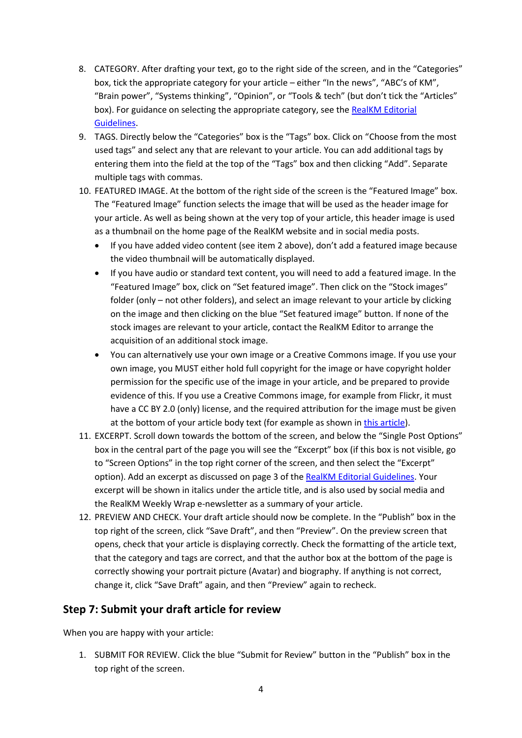8. CATEGORY. After drafting your text, go to the right side of the screen, and in the "Categories" box, tick the appropriate category for your article – either "In the news", "ABC's of KM", "Brain power", "Systems thinking", "Opinion", or "Tools & tech" (but don't tick the "Articles" box). For guidance on selecting the appropriate category, see the [RealKM Editorial Guidelines]().
9. TAGS. Directly below the "Categories" box is the "Tags" box. Click on "Choose from the most used tags" and select any that are relevant to your article. You can add additional tags by entering them into the field at the top of the "Tags" box and then clicking "Add". Separate multiple tags with commas.
10. FEATURED IMAGE. At the bottom of the right side of the screen is the "Featured Image" box. The "Featured Image" function selects the image that will be used as the header image for your article. As well as being shown at the very top of your article, this header image is used as a thumbnail on the home page of the RealKM website and in social media posts.
    - If you have added video content (see item 2 above), don't add a featured image because the video thumbnail will be automatically displayed.
    - If you have audio or standard text content, you will need to add a featured image. In the "Featured Image" box, click on "Set featured image". Then click on the "Stock images" folder (only – not other folders), and select an image relevant to your article by clicking on the image and then clicking on the blue "Set featured image" button. If none of the stock images are relevant to your article, contact the RealKM Editor to arrange the acquisition of an additional stock image.
    - You can alternatively use your own image or a Creative Commons image. If you use your own image, you MUST either hold full copyright for the image or have copyright holder permission for the specific use of the image in your article, and be prepared to provide evidence of this. If you use a Creative Commons image, for example from Flickr, it must have a CC BY 2.0 (only) license, and the required attribution for the image must be given at the bottom of your article body text (for example as shown in [this article]()).
11. EXCERPT. Scroll down towards the bottom of the screen, and below the "Single Post Options" box in the central part of the page you will see the "Excerpt" box (if this box is not visible, go to "Screen Options" in the top right corner of the screen, and then select the "Excerpt" option). Add an excerpt as discussed on page 3 of the [RealKM Editorial Guidelines](). Your excerpt will be shown in italics under the article title, and is also used by social media and the RealKM Weekly Wrap e-newsletter as a summary of your article.
12. PREVIEW AND CHECK. Your draft article should now be complete. In the "Publish" box in the top right of the screen, click "Save Draft", and then "Preview". On the preview screen that opens, check that your article is displaying correctly. Check the formatting of the article text, that the category and tags are correct, and that the author box at the bottom of the page is correctly showing your portrait picture (Avatar) and biography. If anything is not correct, change it, click "Save Draft" again, and then "Preview" again to recheck.

## Step 7: Submit your draft article for review

When you are happy with your article:

1. SUBMIT FOR REVIEW. Click the blue "Submit for Review" button in the "Publish" box in the top right of the screen.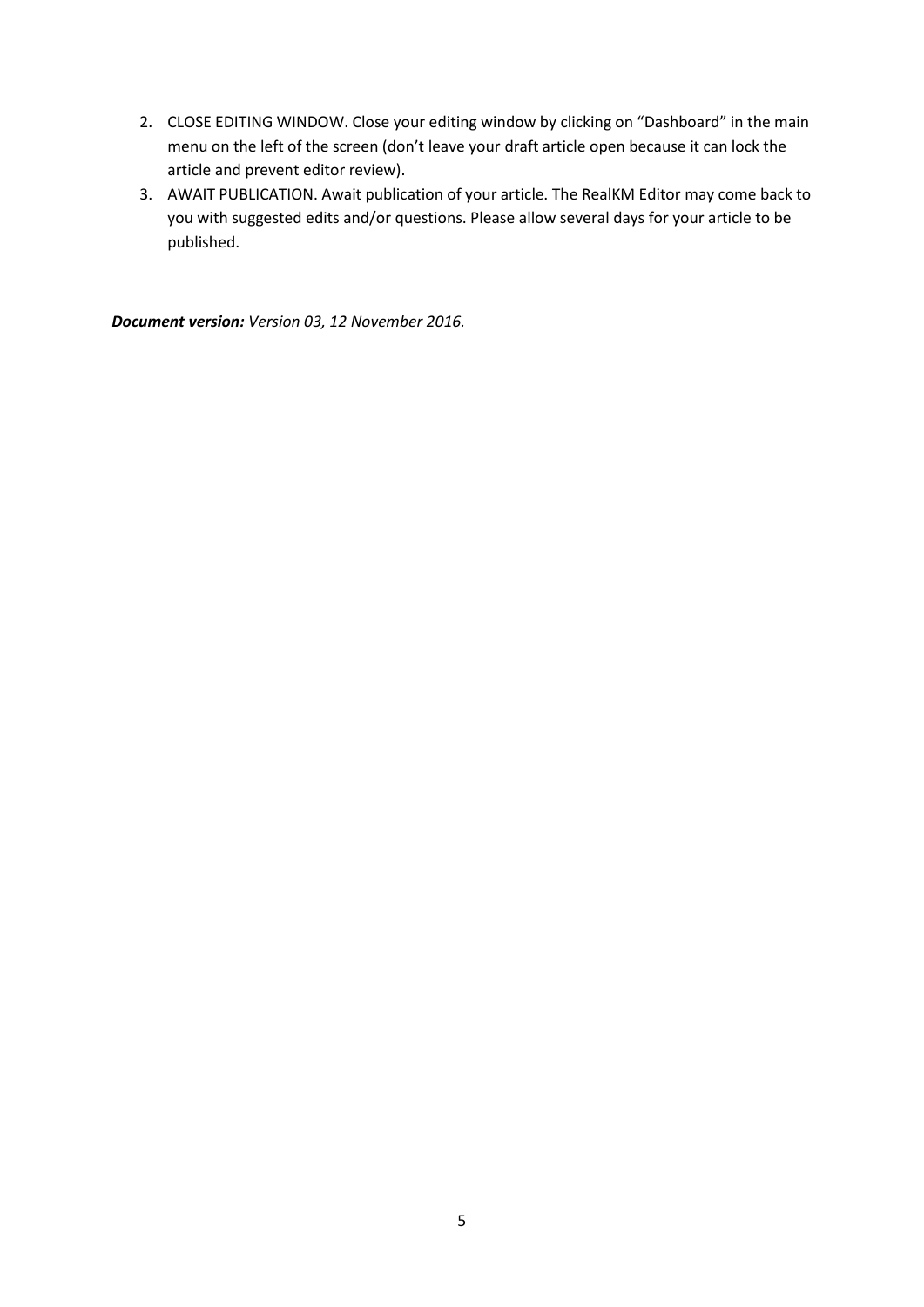2. CLOSE EDITING WINDOW. Close your editing window by clicking on "Dashboard" in the main menu on the left of the screen (don't leave your draft article open because it can lock the article and prevent editor review).
3. AWAIT PUBLICATION. Await publication of your article. The RealKM Editor may come back to you with suggested edits and/or questions. Please allow several days for your article to be published.

***Document version:*** *Version 03, 12 November 2016.*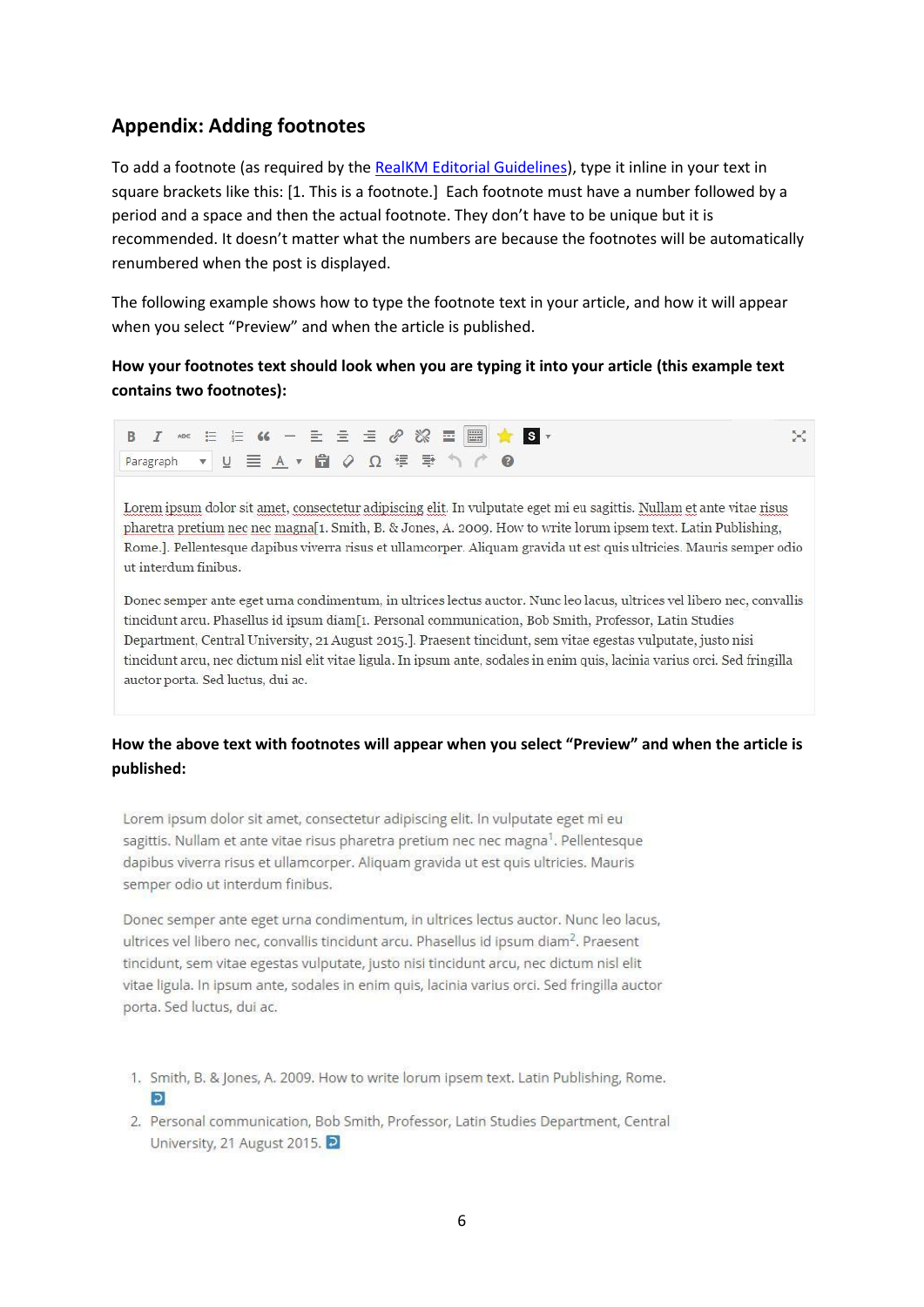## Appendix: Adding footnotes

To add a footnote (as required by the RealKM Editorial Guidelines), type it inline in your text in square brackets like this: [1. This is a footnote.] Each footnote must have a number followed by a period and a space and then the actual footnote. They don't have to be unique but it is recommended. It doesn't matter what the numbers are because the footnotes will be automatically renumbered when the post is displayed.

The following example shows how to type the footnote text in your article, and how it will appear when you select "Preview" and when the article is published.

**How your footnotes text should look when you are typing it into your article (this example text contains two footnotes):**

Paragraph

Lorem ipsum dolor sit amet, consectetur adipiscing elit. In vulputate eget mi eu sagittis. Nullam et ante vitae risus pharetra pretium nec nec magna[1. Smith, B. & Jones, A. 2009. How to write lorum ipsem text. Latin Publishing, Rome.]. Pellentesque dapibus viverra risus et ullamcorper. Aliquam gravida ut est quis ultricies. Mauris semper odio ut interdum finibus.

Donec semper ante eget urna condimentum, in ultrices lectus auctor. Nunc leo lacus, ultrices vel libero nec, convallis tincidunt arcu. Phasellus id ipsum diam[1. Personal communication, Bob Smith, Professor, Latin Studies Department, Central University, 21 August 2015.]. Praesent tincidunt, sem vitae egestas vulputate, justo nisi tincidunt arcu, nec dictum nisl elit vitae ligula. In ipsum ante, sodales in enim quis, lacinia varius orci. Sed fringilla auctor porta. Sed luctus, dui ac.

**How the above text with footnotes will appear when you select "Preview" and when the article is published:**

Lorem ipsum dolor sit amet, consectetur adipiscing elit. In vulputate eget mi eu sagittis. Nullam et ante vitae risus pharetra pretium nec nec magna[1]. Pellentesque dapibus viverra risus et ullamcorper. Aliquam gravida ut est quis ultricies. Mauris semper odio ut interdum finibus.

Donec semper ante eget urna condimentum, in ultrices lectus auctor. Nunc leo lacus, ultrices vel libero nec, convallis tincidunt arcu. Phasellus id ipsum diam[2]. Praesent tincidunt, sem vitae egestas vulputate, justo nisi tincidunt arcu, nec dictum nisl elit vitae ligula. In ipsum ante, sodales in enim quis, lacinia varius orci. Sed fringilla auctor porta. Sed luctus, dui ac.

1. Smith, B. & Jones, A. 2009. How to write lorum ipsem text. Latin Publishing, Rome.
2. Personal communication, Bob Smith, Professor, Latin Studies Department, Central University, 21 August 2015.